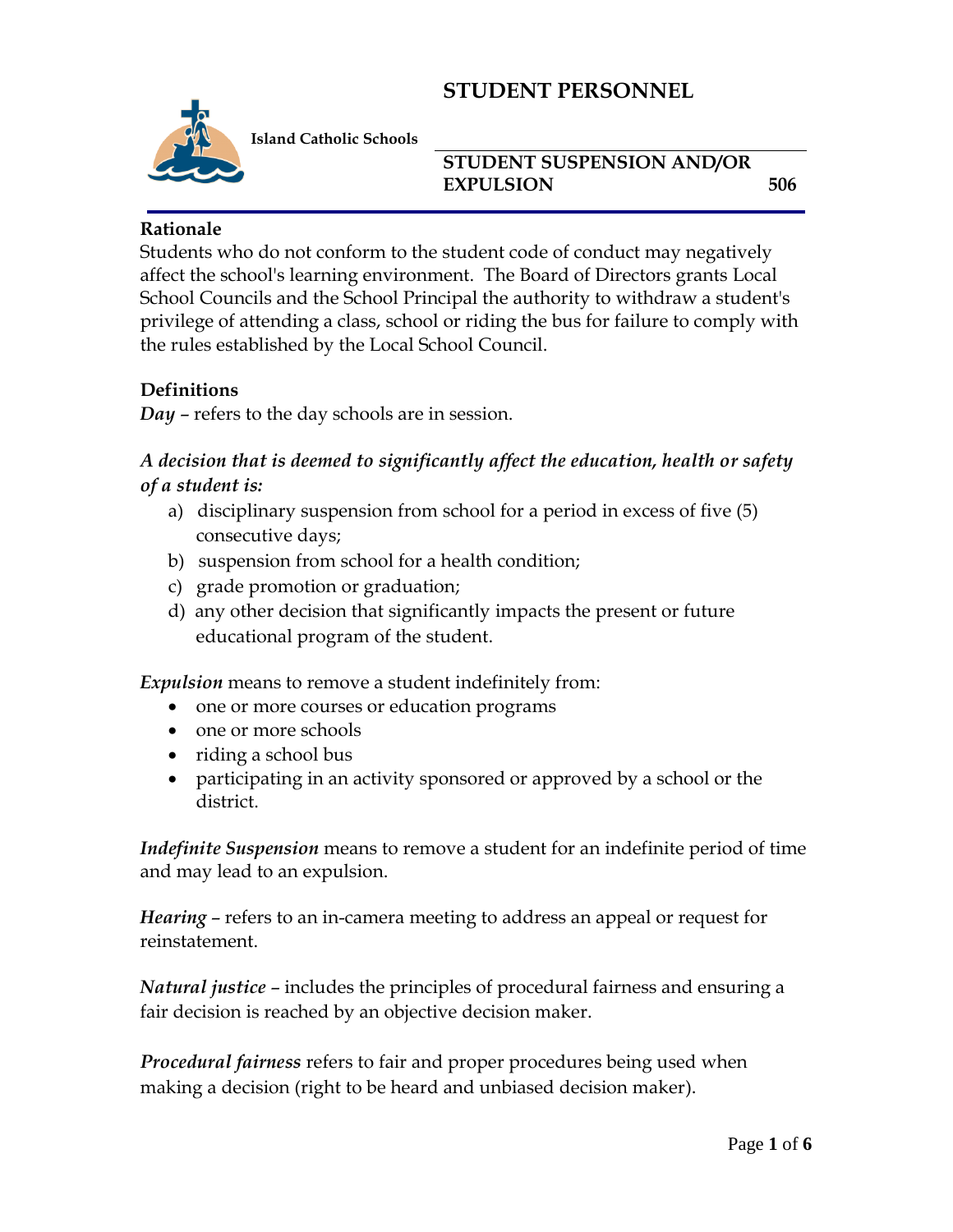# STUDENT PERSONNEL

**Island Catholic Schools**

## STUDENT SUSPENSION AND/OR EXPULSION 506

**Rationale**

Students who do not conform to the student code of conduct may negatively affect the school's learning environment. The Board of Directors grants Local School Councils and the School Principal the authority to withdraw a student's privilege of attending a class, school or riding the bus for failure to comply with the rules established by the Local School Council.

**Definitions**

***Day*** – refers to the day schools are in session.

***A decision that is deemed to significantly affect the education, health or safety of a student is:***

a) disciplinary suspension from school for a period in excess of five (5) consecutive days;
b) suspension from school for a health condition;
c) grade promotion or graduation;
d) any other decision that significantly impacts the present or future educational program of the student.

***Expulsion*** means to remove a student indefinitely from:

- one or more courses or education programs
- one or more schools
- riding a school bus
- participating in an activity sponsored or approved by a school or the district.

***Indefinite Suspension*** means to remove a student for an indefinite period of time and may lead to an expulsion.

***Hearing*** – refers to an in-camera meeting to address an appeal or request for reinstatement.

***Natural justice*** – includes the principles of procedural fairness and ensuring a fair decision is reached by an objective decision maker.

***Procedural fairness*** refers to fair and proper procedures being used when making a decision (right to be heard and unbiased decision maker).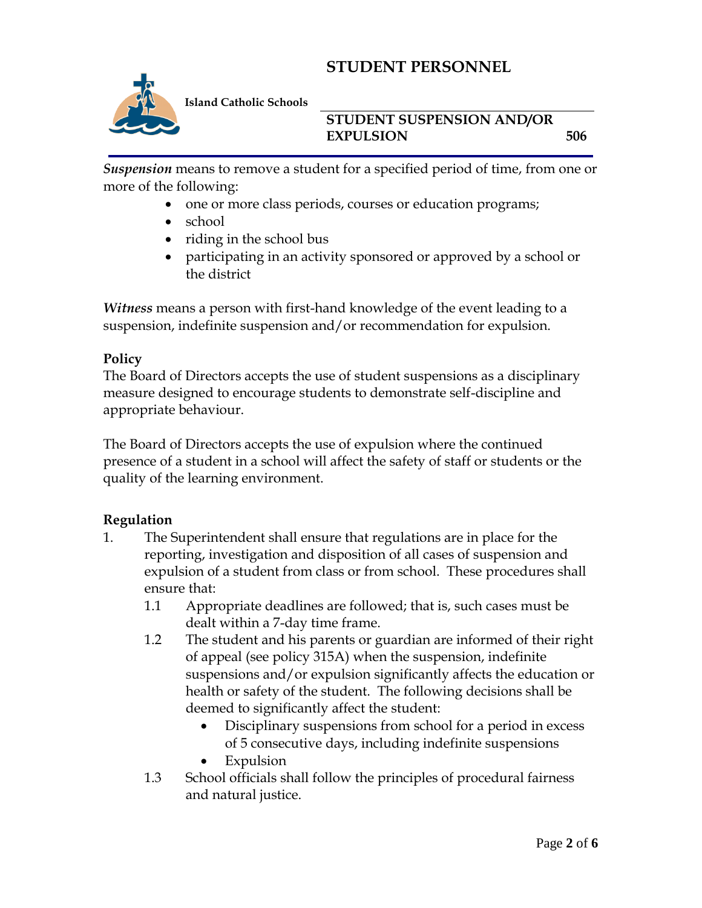*Suspension* means to remove a student for a specified period of time, from one or more of the following:

- one or more class periods, courses or education programs;
- school
- riding in the school bus
- participating in an activity sponsored or approved by a school or the district

*Witness* means a person with first-hand knowledge of the event leading to a suspension, indefinite suspension and/or recommendation for expulsion.

**Policy**

The Board of Directors accepts the use of student suspensions as a disciplinary measure designed to encourage students to demonstrate self-discipline and appropriate behaviour.

The Board of Directors accepts the use of expulsion where the continued presence of a student in a school will affect the safety of staff or students or the quality of the learning environment.

**Regulation**

1. The Superintendent shall ensure that regulations are in place for the reporting, investigation and disposition of all cases of suspension and expulsion of a student from class or from school. These procedures shall ensure that:
   - 1.1 Appropriate deadlines are followed; that is, such cases must be dealt within a 7-day time frame.
   - 1.2 The student and his parents or guardian are informed of their right of appeal (see policy 315A) when the suspension, indefinite suspensions and/or expulsion significantly affects the education or health or safety of the student. The following decisions shall be deemed to significantly affect the student:
     - Disciplinary suspensions from school for a period in excess of 5 consecutive days, including indefinite suspensions
     - Expulsion
   - 1.3 School officials shall follow the principles of procedural fairness and natural justice.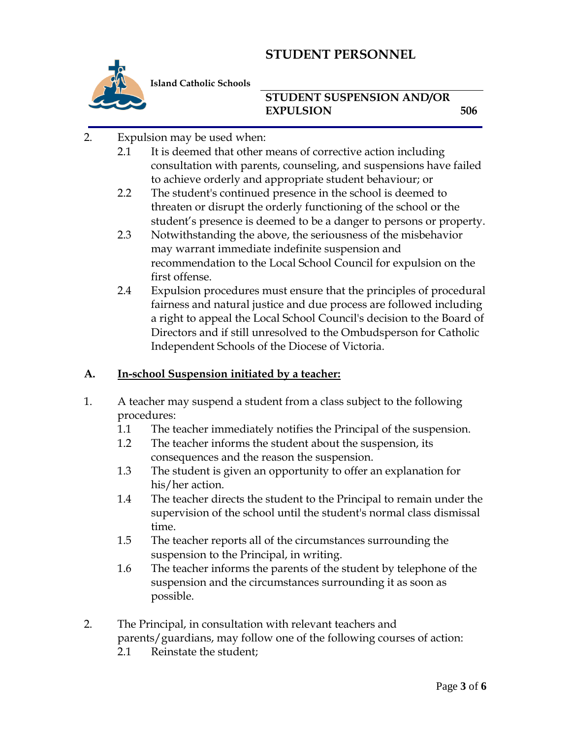2. Expulsion may be used when:
   - 2.1 It is deemed that other means of corrective action including consultation with parents, counseling, and suspensions have failed to achieve orderly and appropriate student behaviour; or
   - 2.2 The student's continued presence in the school is deemed to threaten or disrupt the orderly functioning of the school or the student's presence is deemed to be a danger to persons or property.
   - 2.3 Notwithstanding the above, the seriousness of the misbehavior may warrant immediate indefinite suspension and recommendation to the Local School Council for expulsion on the first offense.
   - 2.4 Expulsion procedures must ensure that the principles of procedural fairness and natural justice and due process are followed including a right to appeal the Local School Council's decision to the Board of Directors and if still unresolved to the Ombudsperson for Catholic Independent Schools of the Diocese of Victoria.

## A. <u>In-school Suspension initiated by a teacher:</u>

1. A teacher may suspend a student from a class subject to the following procedures:
   - 1.1 The teacher immediately notifies the Principal of the suspension.
   - 1.2 The teacher informs the student about the suspension, its consequences and the reason the suspension.
   - 1.3 The student is given an opportunity to offer an explanation for his/her action.
   - 1.4 The teacher directs the student to the Principal to remain under the supervision of the school until the student's normal class dismissal time.
   - 1.5 The teacher reports all of the circumstances surrounding the suspension to the Principal, in writing.
   - 1.6 The teacher informs the parents of the student by telephone of the suspension and the circumstances surrounding it as soon as possible.

2. The Principal, in consultation with relevant teachers and parents/guardians, may follow one of the following courses of action:
   - 2.1 Reinstate the student;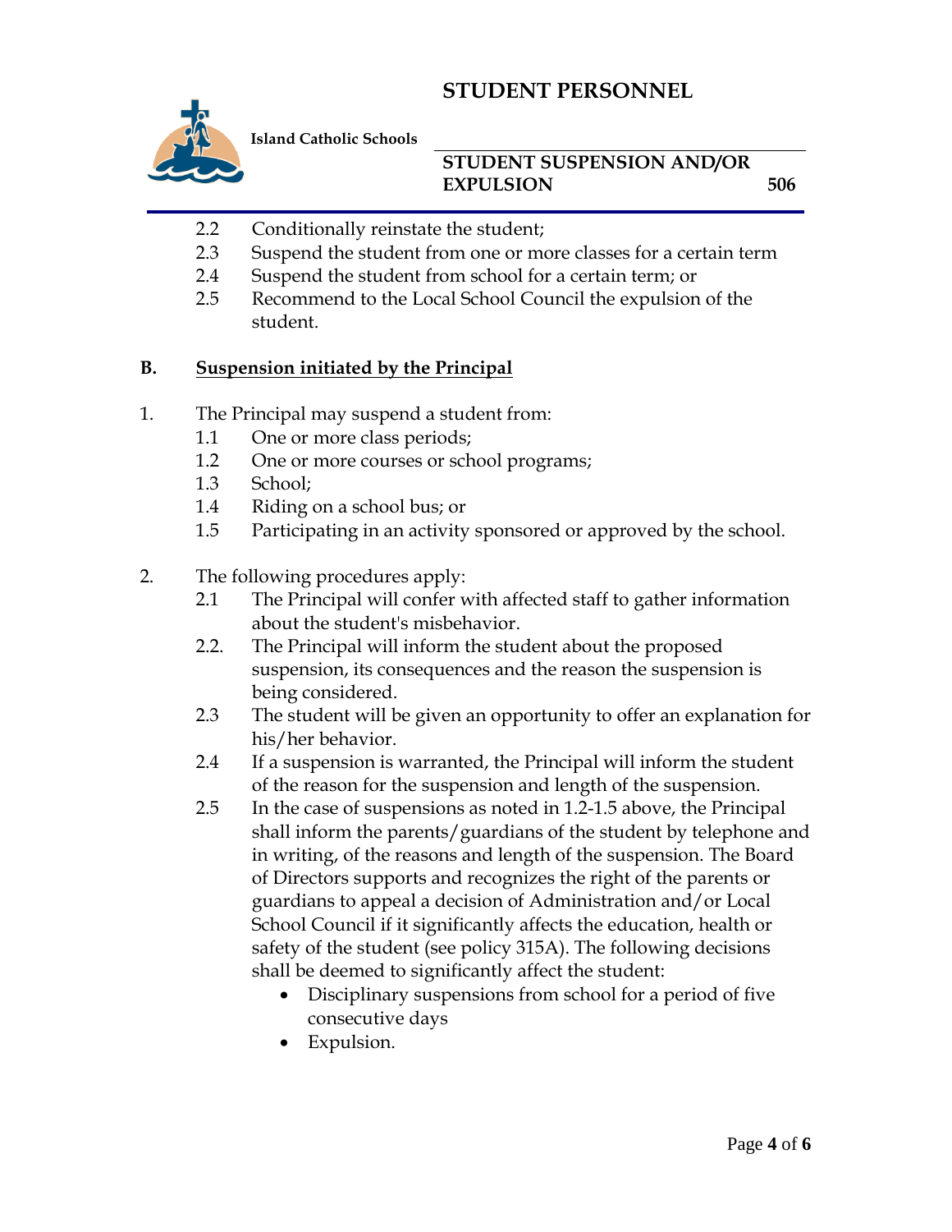2.2 Conditionally reinstate the student;
2.3 Suspend the student from one or more classes for a certain term
2.4 Suspend the student from school for a certain term; or
2.5 Recommend to the Local School Council the expulsion of the student.

## B. Suspension initiated by the Principal

1. The Principal may suspend a student from:
   - 1.1 One or more class periods;
   - 1.2 One or more courses or school programs;
   - 1.3 School;
   - 1.4 Riding on a school bus; or
   - 1.5 Participating in an activity sponsored or approved by the school.

2. The following procedures apply:
   - 2.1 The Principal will confer with affected staff to gather information about the student's misbehavior.
   - 2.2. The Principal will inform the student about the proposed suspension, its consequences and the reason the suspension is being considered.
   - 2.3 The student will be given an opportunity to offer an explanation for his/her behavior.
   - 2.4 If a suspension is warranted, the Principal will inform the student of the reason for the suspension and length of the suspension.
   - 2.5 In the case of suspensions as noted in 1.2-1.5 above, the Principal shall inform the parents/guardians of the student by telephone and in writing, of the reasons and length of the suspension. The Board of Directors supports and recognizes the right of the parents or guardians to appeal a decision of Administration and/or Local School Council if it significantly affects the education, health or safety of the student (see policy 315A). The following decisions shall be deemed to significantly affect the student:
     - Disciplinary suspensions from school for a period of five consecutive days
     - Expulsion.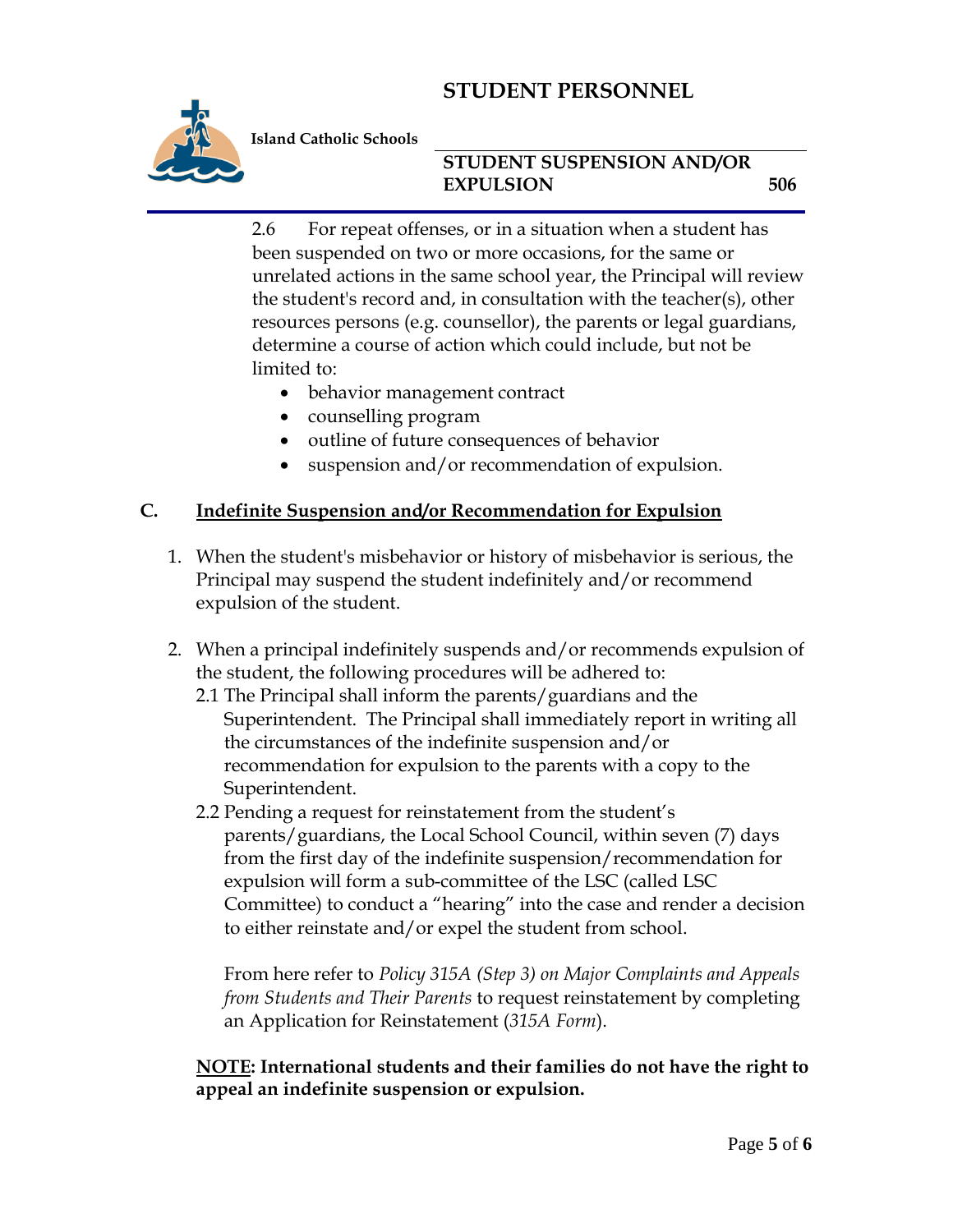2.6 For repeat offenses, or in a situation when a student has been suspended on two or more occasions, for the same or unrelated actions in the same school year, the Principal will review the student's record and, in consultation with the teacher(s), other resources persons (e.g. counsellor), the parents or legal guardians, determine a course of action which could include, but not be limited to:

- behavior management contract
- counselling program
- outline of future consequences of behavior
- suspension and/or recommendation of expulsion.

## C. Indefinite Suspension and/or Recommendation for Expulsion

1. When the student's misbehavior or history of misbehavior is serious, the Principal may suspend the student indefinitely and/or recommend expulsion of the student.

2. When a principal indefinitely suspends and/or recommends expulsion of the student, the following procedures will be adhered to:
   2.1 The Principal shall inform the parents/guardians and the Superintendent. The Principal shall immediately report in writing all the circumstances of the indefinite suspension and/or recommendation for expulsion to the parents with a copy to the Superintendent.
   2.2 Pending a request for reinstatement from the student's parents/guardians, the Local School Council, within seven (7) days from the first day of the indefinite suspension/recommendation for expulsion will form a sub-committee of the LSC (called LSC Committee) to conduct a "hearing" into the case and render a decision to either reinstate and/or expel the student from school.

   From here refer to *Policy 315A (Step 3) on Major Complaints and Appeals from Students and Their Parents* to request reinstatement by completing an Application for Reinstatement (*315A Form*).

**NOTE: International students and their families do not have the right to appeal an indefinite suspension or expulsion.**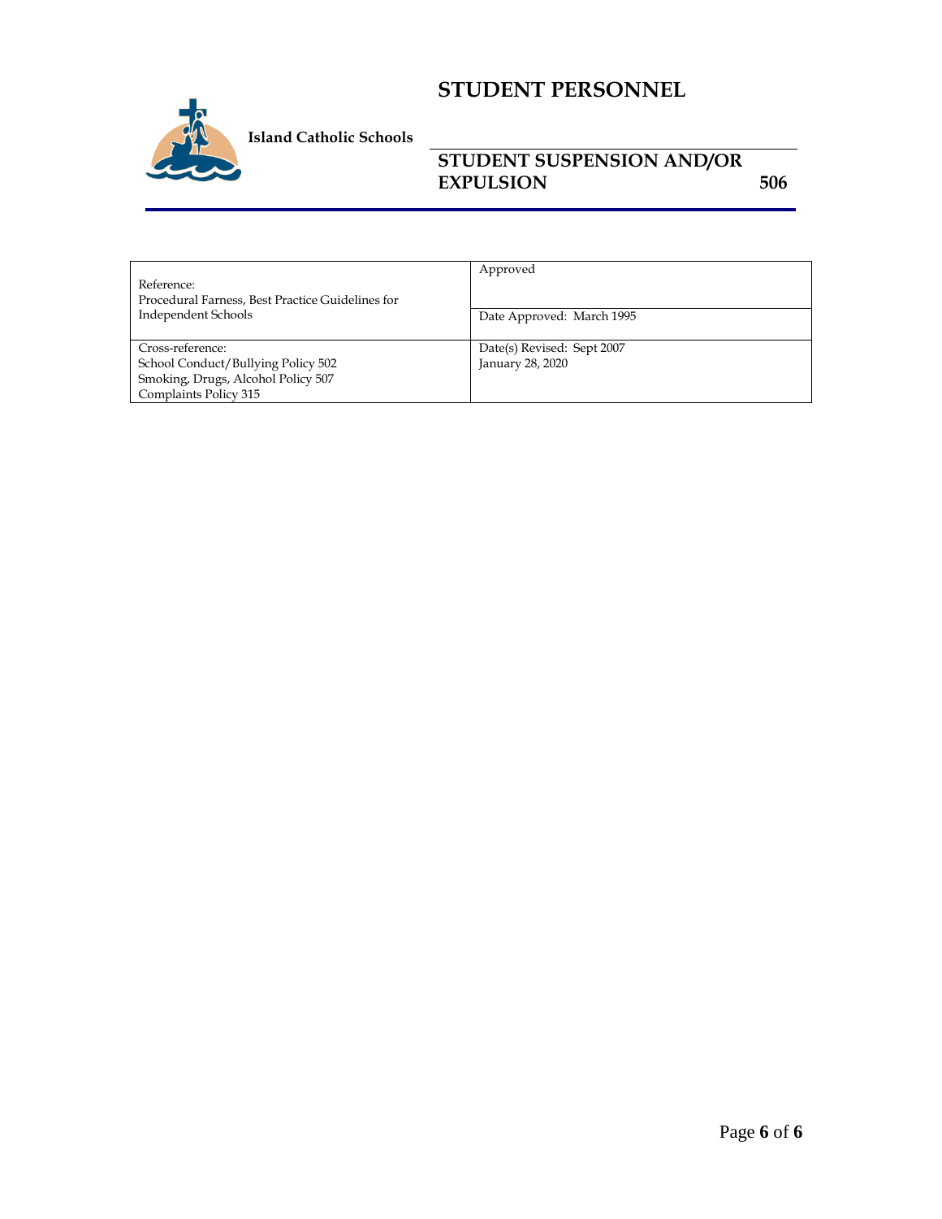| | |
|---|---|
| Reference:<br>Procedural Farness, Best Practice Guidelines for Independent Schools | Approved<br><br>Date Approved: March 1995 |
| Cross-reference:<br>School Conduct/Bullying Policy 502<br>Smoking, Drugs, Alcohol Policy 507<br>Complaints Policy 315 | Date(s) Revised: Sept 2007<br>January 28, 2020 |